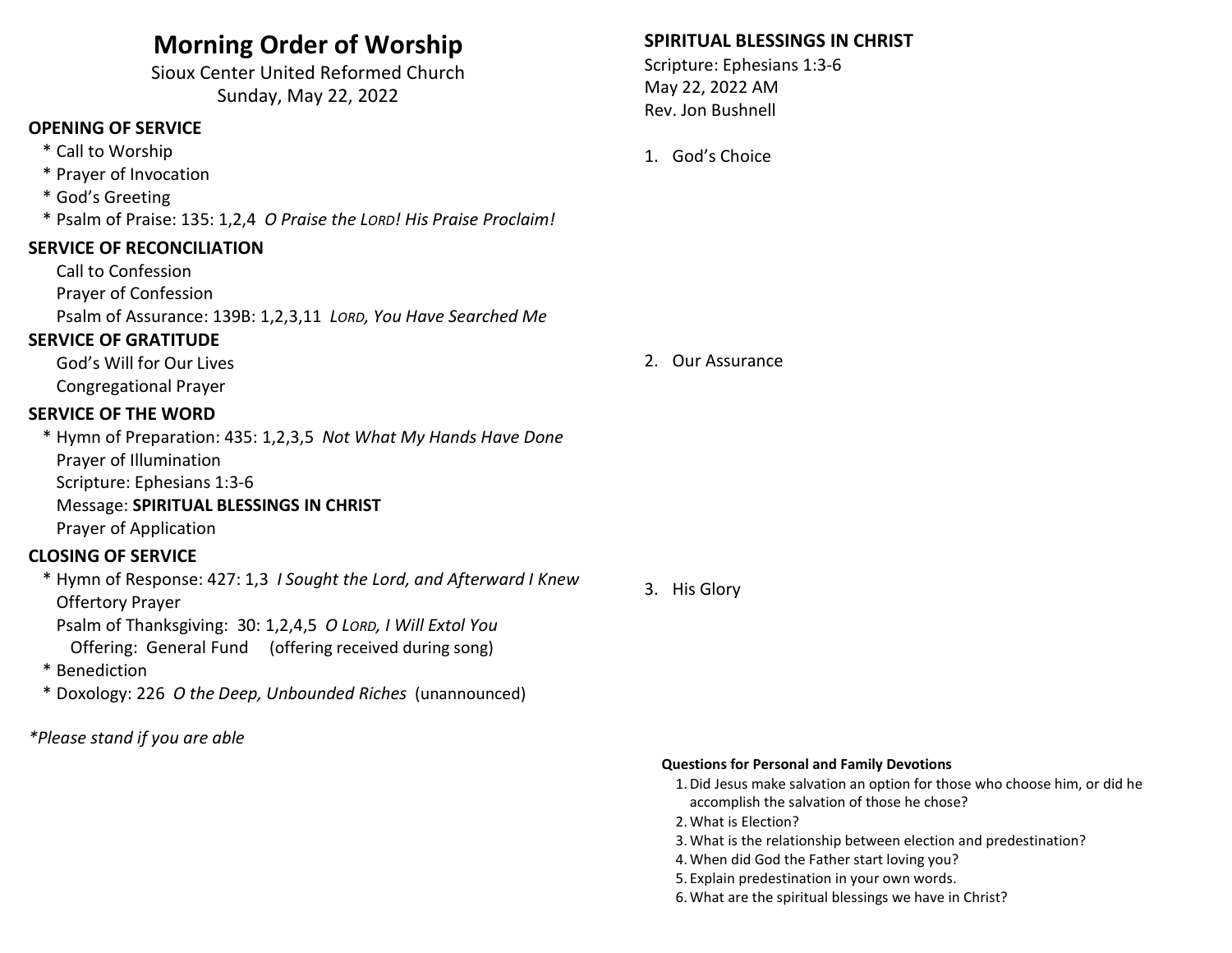# Morning Order of Worship

Sioux Center United Reformed Church
Sunday, May 22, 2022

## OPENING OF SERVICE

- * Call to Worship
- * Prayer of Invocation
- * God's Greeting
- * Psalm of Praise: 135: 1,2,4 *O Praise the LORD! His Praise Proclaim!*

## SERVICE OF RECONCILIATION

- Call to Confession
- Prayer of Confession
- Psalm of Assurance: 139B: 1,2,3,11 *LORD, You Have Searched Me*

## SERVICE OF GRATITUDE

- God's Will for Our Lives
- Congregational Prayer

## SERVICE OF THE WORD

- * Hymn of Preparation: 435: 1,2,3,5 *Not What My Hands Have Done*
- Prayer of Illumination
- Scripture: Ephesians 1:3-6
- Message: **SPIRITUAL BLESSINGS IN CHRIST**
- Prayer of Application

## CLOSING OF SERVICE

- * Hymn of Response: 427: 1,3 *I Sought the Lord, and Afterward I Knew*
- Offertory Prayer
- Psalm of Thanksgiving: 30: 1,2,4,5 *O LORD, I Will Extol You*
  - Offering: General Fund (offering received during song)
- * Benediction
- * Doxology: 226 *O the Deep, Unbounded Riches* (unannounced)

*\*Please stand if you are able*

## SPIRITUAL BLESSINGS IN CHRIST

Scripture: Ephesians 1:3-6
May 22, 2022 AM
Rev. Jon Bushnell

1. God's Choice

2. Our Assurance

3. His Glory

**Questions for Personal and Family Devotions**

1. Did Jesus make salvation an option for those who choose him, or did he accomplish the salvation of those he chose?
2. What is Election?
3. What is the relationship between election and predestination?
4. When did God the Father start loving you?
5. Explain predestination in your own words.
6. What are the spiritual blessings we have in Christ?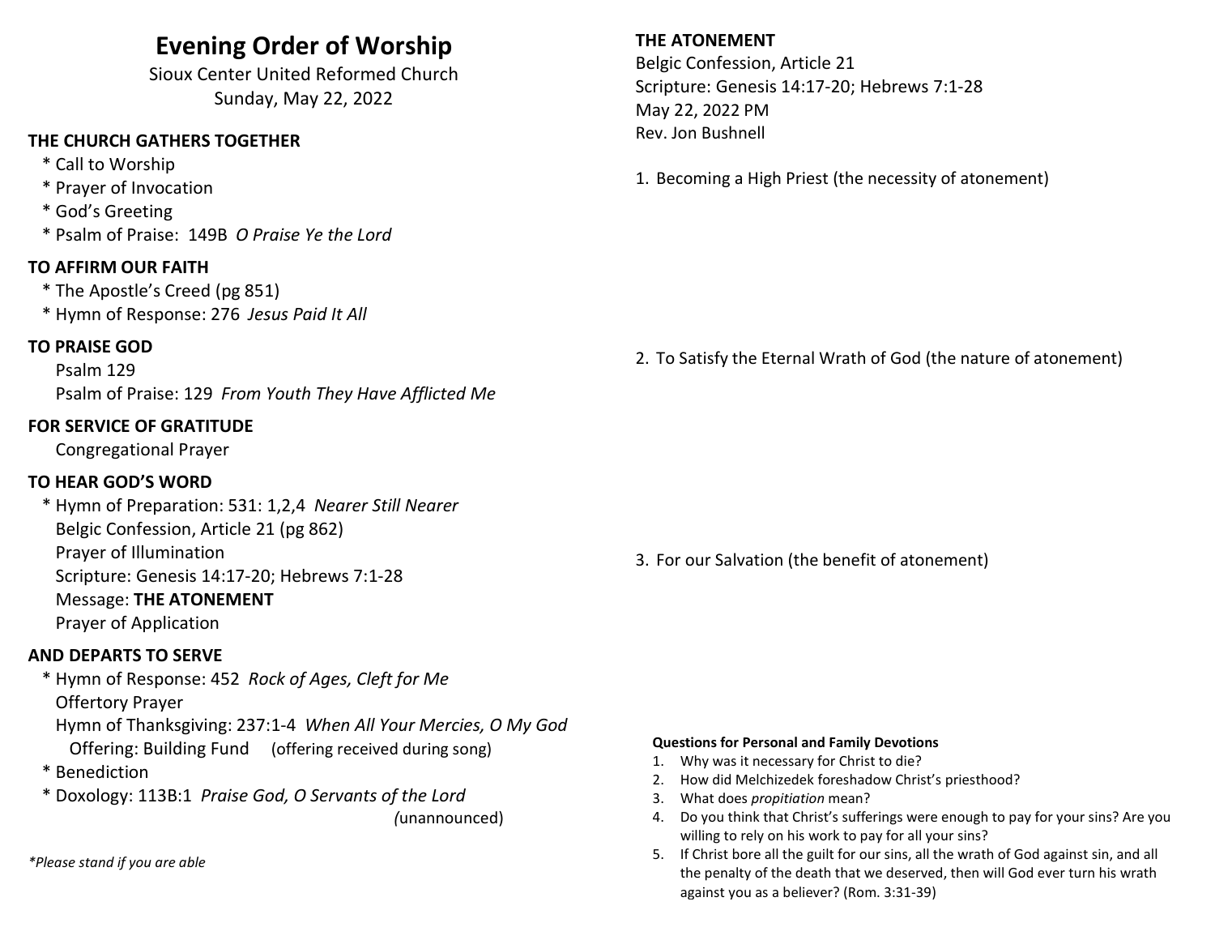# Evening Order of Worship

Sioux Center United Reformed Church
Sunday, May 22, 2022

## THE CHURCH GATHERS TOGETHER

\* Call to Worship
\* Prayer of Invocation
\* God's Greeting
\* Psalm of Praise: 149B *O Praise Ye the Lord*

## TO AFFIRM OUR FAITH

\* The Apostle's Creed (pg 851)
\* Hymn of Response: 276 *Jesus Paid It All*

## TO PRAISE GOD

Psalm 129
Psalm of Praise: 129 *From Youth They Have Afflicted Me*

## FOR SERVICE OF GRATITUDE

Congregational Prayer

## TO HEAR GOD'S WORD

\* Hymn of Preparation: 531: 1,2,4 *Nearer Still Nearer*
Belgic Confession, Article 21 (pg 862)
Prayer of Illumination
Scripture: Genesis 14:17-20; Hebrews 7:1-28
Message: **THE ATONEMENT**
Prayer of Application

## AND DEPARTS TO SERVE

\* Hymn of Response: 452 *Rock of Ages, Cleft for Me*
Offertory Prayer
Hymn of Thanksgiving: 237:1-4 *When All Your Mercies, O My God*
Offering: Building Fund (offering received during song)
\* Benediction
\* Doxology: 113B:1 *Praise God, O Servants of the Lord* (unannounced)

*\*Please stand if you are able*

## THE ATONEMENT

Belgic Confession, Article 21
Scripture: Genesis 14:17-20; Hebrews 7:1-28
May 22, 2022 PM
Rev. Jon Bushnell

1. Becoming a High Priest (the necessity of atonement)

2. To Satisfy the Eternal Wrath of God (the nature of atonement)

3. For our Salvation (the benefit of atonement)

**Questions for Personal and Family Devotions**

1. Why was it necessary for Christ to die?
2. How did Melchizedek foreshadow Christ's priesthood?
3. What does *propitiation* mean?
4. Do you think that Christ's sufferings were enough to pay for your sins? Are you willing to rely on his work to pay for all your sins?
5. If Christ bore all the guilt for our sins, all the wrath of God against sin, and all the penalty of the death that we deserved, then will God ever turn his wrath against you as a believer? (Rom. 3:31-39)